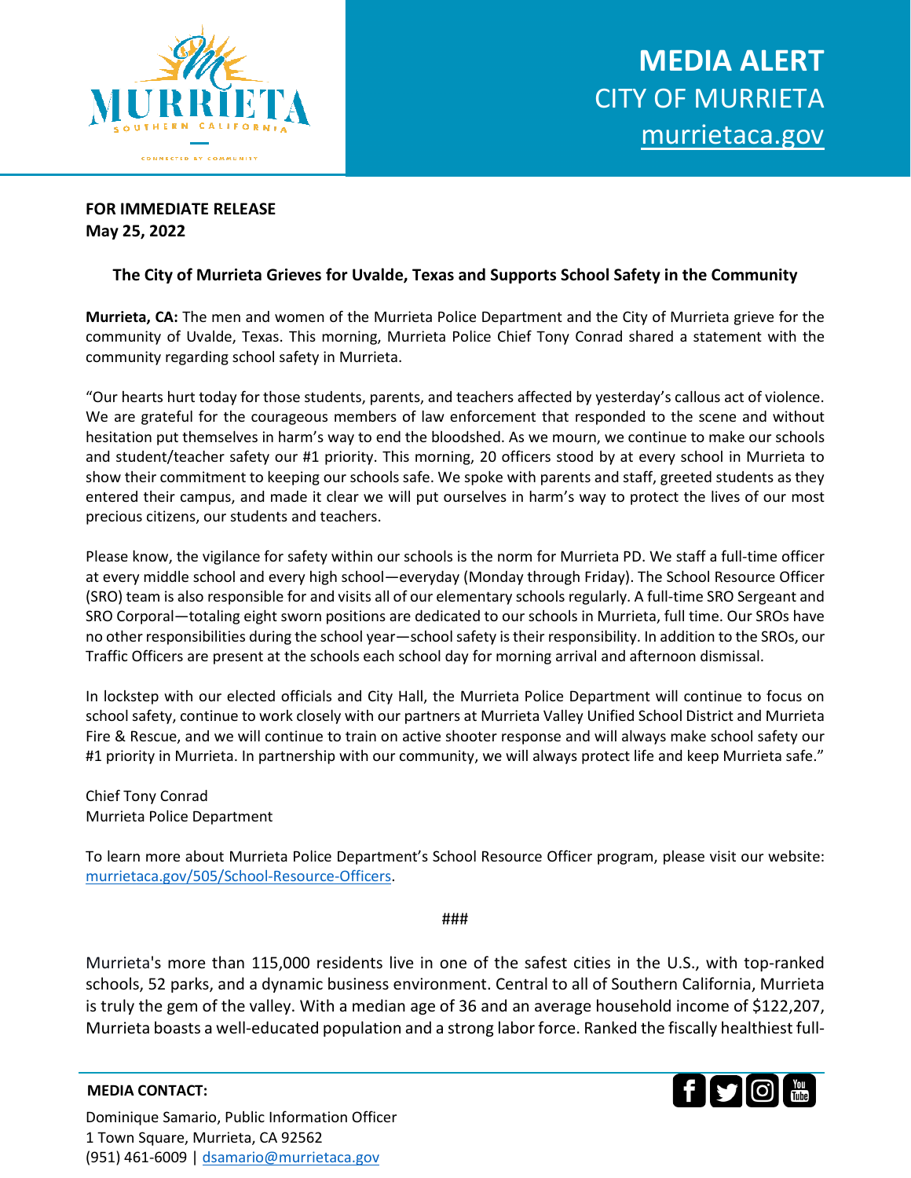**MEDIA ALERT**
CITY OF MURRIETA
[murrietaca.gov](murrietaca.gov)

**FOR IMMEDIATE RELEASE**
**May 25, 2022**

**The City of Murrieta Grieves for Uvalde, Texas and Supports School Safety in the Community**

**Murrieta, CA:** The men and women of the Murrieta Police Department and the City of Murrieta grieve for the community of Uvalde, Texas. This morning, Murrieta Police Chief Tony Conrad shared a statement with the community regarding school safety in Murrieta.

"Our hearts hurt today for those students, parents, and teachers affected by yesterday's callous act of violence. We are grateful for the courageous members of law enforcement that responded to the scene and without hesitation put themselves in harm's way to end the bloodshed. As we mourn, we continue to make our schools and student/teacher safety our #1 priority. This morning, 20 officers stood by at every school in Murrieta to show their commitment to keeping our schools safe. We spoke with parents and staff, greeted students as they entered their campus, and made it clear we will put ourselves in harm's way to protect the lives of our most precious citizens, our students and teachers.

Please know, the vigilance for safety within our schools is the norm for Murrieta PD. We staff a full-time officer at every middle school and every high school—everyday (Monday through Friday). The School Resource Officer (SRO) team is also responsible for and visits all of our elementary schools regularly. A full-time SRO Sergeant and SRO Corporal—totaling eight sworn positions are dedicated to our schools in Murrieta, full time. Our SROs have no other responsibilities during the school year—school safety is their responsibility. In addition to the SROs, our Traffic Officers are present at the schools each school day for morning arrival and afternoon dismissal.

In lockstep with our elected officials and City Hall, the Murrieta Police Department will continue to focus on school safety, continue to work closely with our partners at Murrieta Valley Unified School District and Murrieta Fire & Rescue, and we will continue to train on active shooter response and will always make school safety our #1 priority in Murrieta. In partnership with our community, we will always protect life and keep Murrieta safe."

Chief Tony Conrad
Murrieta Police Department

To learn more about Murrieta Police Department's School Resource Officer program, please visit our website: [murrietaca.gov/505/School-Resource-Officers](murrietaca.gov/505/School-Resource-Officers).

###

Murrieta's more than 115,000 residents live in one of the safest cities in the U.S., with top-ranked schools, 52 parks, and a dynamic business environment. Central to all of Southern California, Murrieta is truly the gem of the valley. With a median age of 36 and an average household income of $122,207, Murrieta boasts a well-educated population and a strong labor force. Ranked the fiscally healthiest full-

**MEDIA CONTACT:**

Dominique Samario, Public Information Officer
1 Town Square, Murrieta, CA 92562
(951) 461-6009 | [dsamario@murrietaca.gov](mailto:dsamario@murrietaca.gov)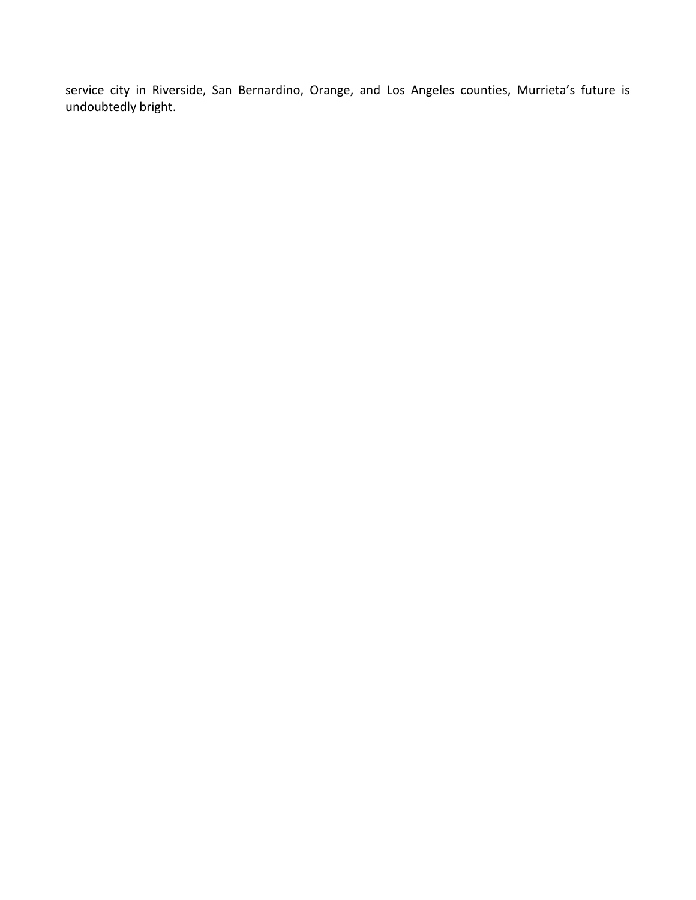service city in Riverside, San Bernardino, Orange, and Los Angeles counties, Murrieta's future is undoubtedly bright.